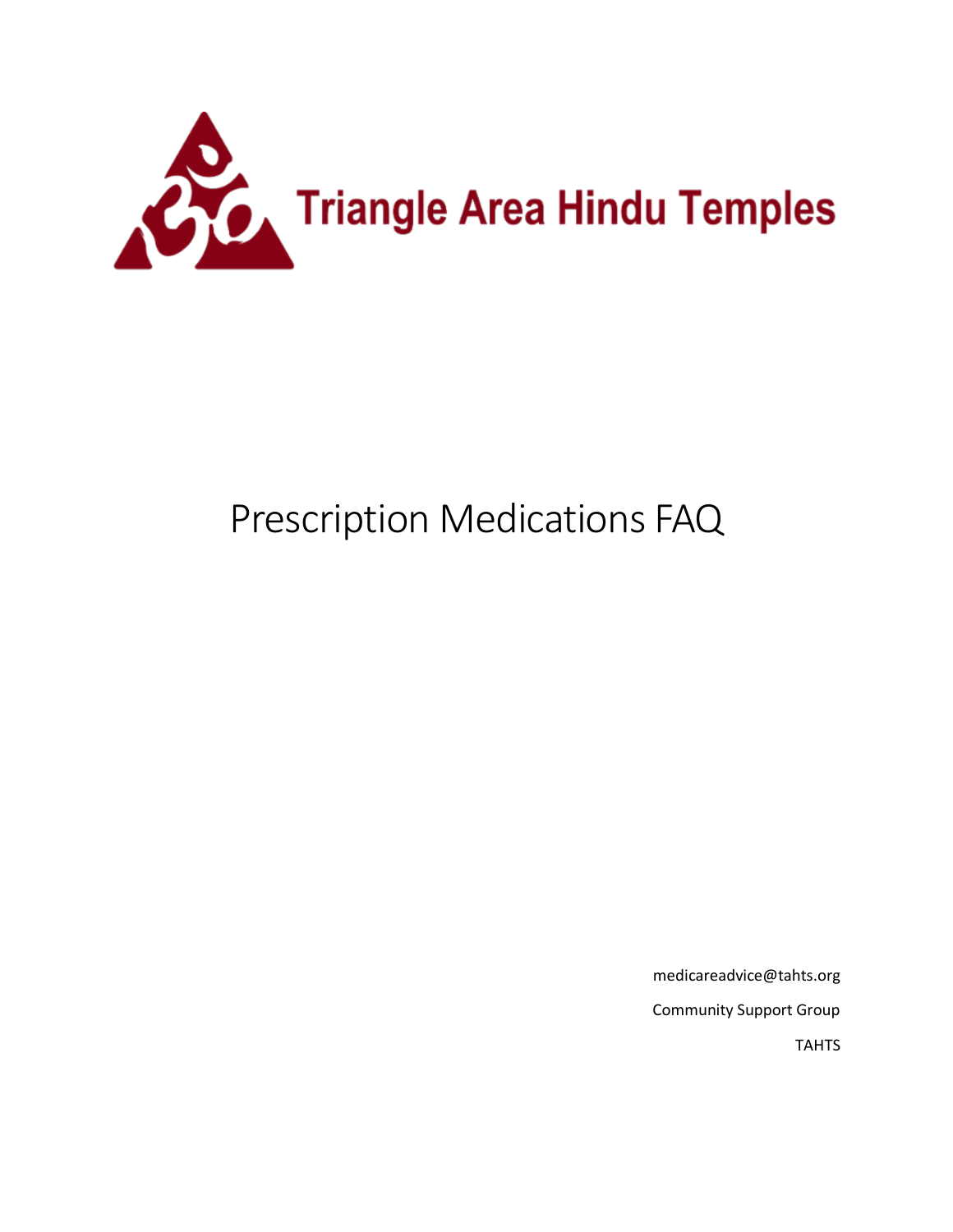Triangle Area Hindu Temples

# Prescription Medications FAQ

medicareadvice@tahts.org

Community Support Group

TAHTS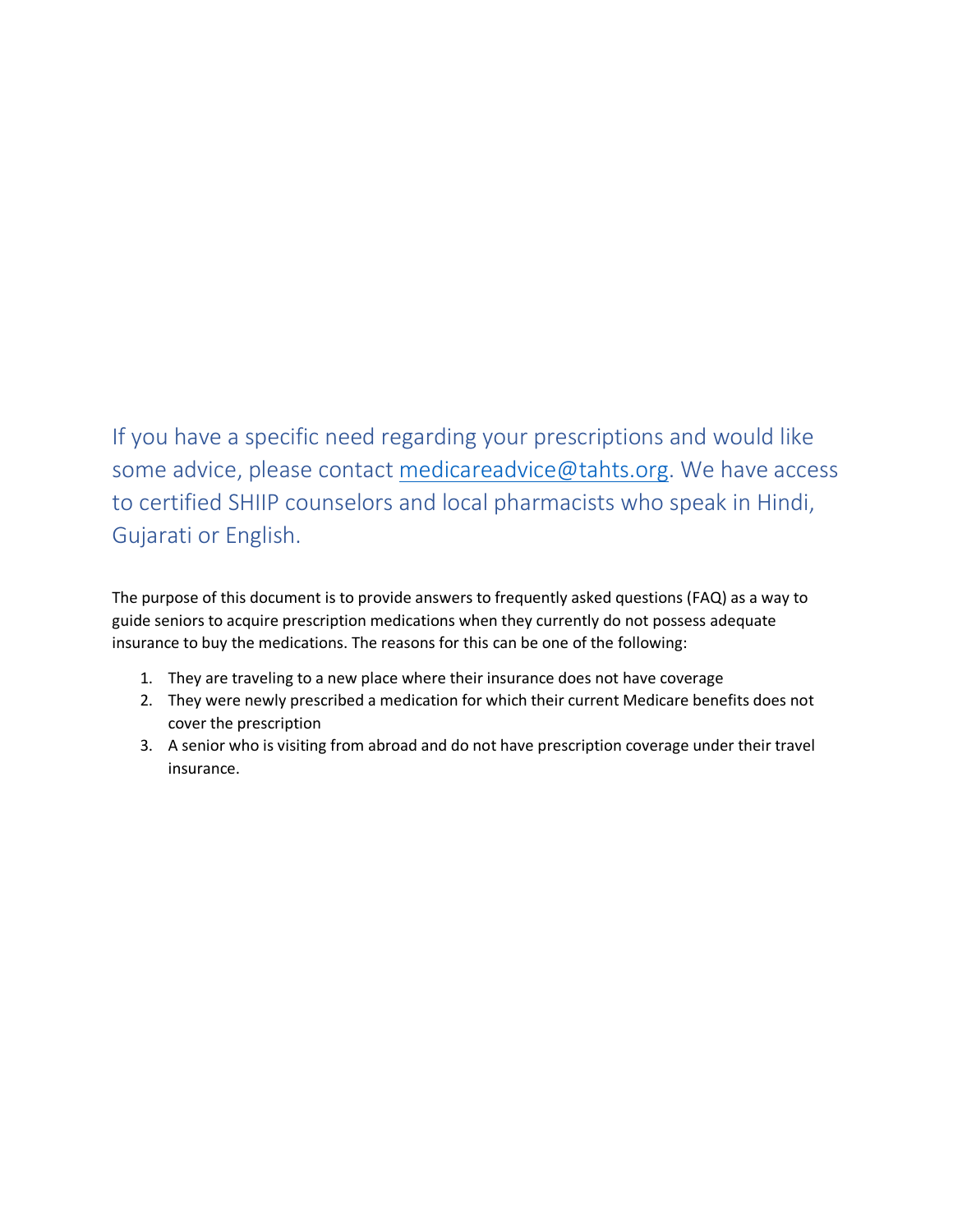If you have a specific need regarding your prescriptions and would like some advice, please contact [medicareadvice@tahts.org](mailto:medicareadvice@tahts.org). We have access to certified SHIIP counselors and local pharmacists who speak in Hindi, Gujarati or English.

The purpose of this document is to provide answers to frequently asked questions (FAQ) as a way to guide seniors to acquire prescription medications when they currently do not possess adequate insurance to buy the medications. The reasons for this can be one of the following:

1. They are traveling to a new place where their insurance does not have coverage
2. They were newly prescribed a medication for which their current Medicare benefits does not cover the prescription
3. A senior who is visiting from abroad and do not have prescription coverage under their travel insurance.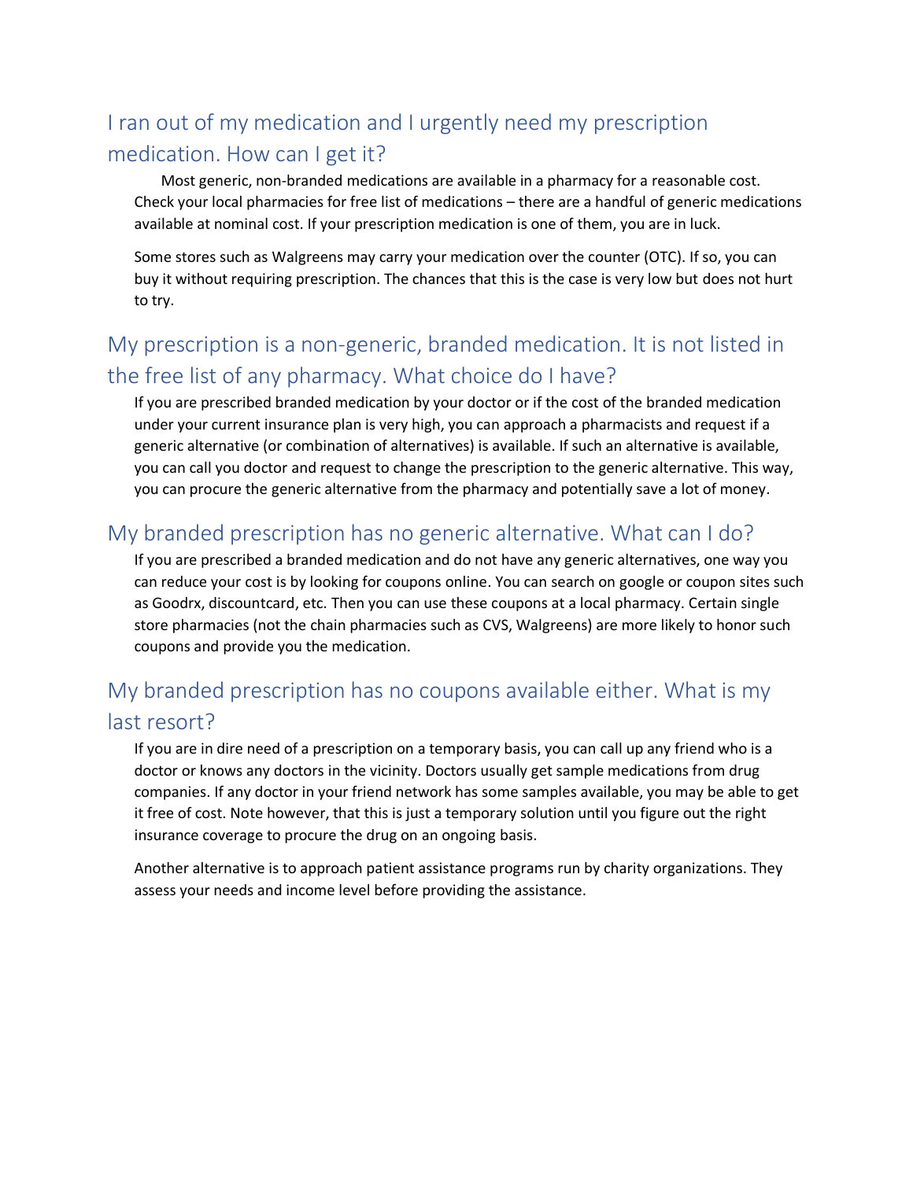## I ran out of my medication and I urgently need my prescription medication. How can I get it?

Most generic, non-branded medications are available in a pharmacy for a reasonable cost. Check your local pharmacies for free list of medications – there are a handful of generic medications available at nominal cost. If your prescription medication is one of them, you are in luck.

Some stores such as Walgreens may carry your medication over the counter (OTC). If so, you can buy it without requiring prescription. The chances that this is the case is very low but does not hurt to try.

## My prescription is a non-generic, branded medication. It is not listed in the free list of any pharmacy. What choice do I have?

If you are prescribed branded medication by your doctor or if the cost of the branded medication under your current insurance plan is very high, you can approach a pharmacists and request if a generic alternative (or combination of alternatives) is available. If such an alternative is available, you can call you doctor and request to change the prescription to the generic alternative. This way, you can procure the generic alternative from the pharmacy and potentially save a lot of money.

## My branded prescription has no generic alternative. What can I do?

If you are prescribed a branded medication and do not have any generic alternatives, one way you can reduce your cost is by looking for coupons online. You can search on google or coupon sites such as Goodrx, discountcard, etc. Then you can use these coupons at a local pharmacy. Certain single store pharmacies (not the chain pharmacies such as CVS, Walgreens) are more likely to honor such coupons and provide you the medication.

## My branded prescription has no coupons available either. What is my last resort?

If you are in dire need of a prescription on a temporary basis, you can call up any friend who is a doctor or knows any doctors in the vicinity. Doctors usually get sample medications from drug companies. If any doctor in your friend network has some samples available, you may be able to get it free of cost. Note however, that this is just a temporary solution until you figure out the right insurance coverage to procure the drug on an ongoing basis.

Another alternative is to approach patient assistance programs run by charity organizations. They assess your needs and income level before providing the assistance.